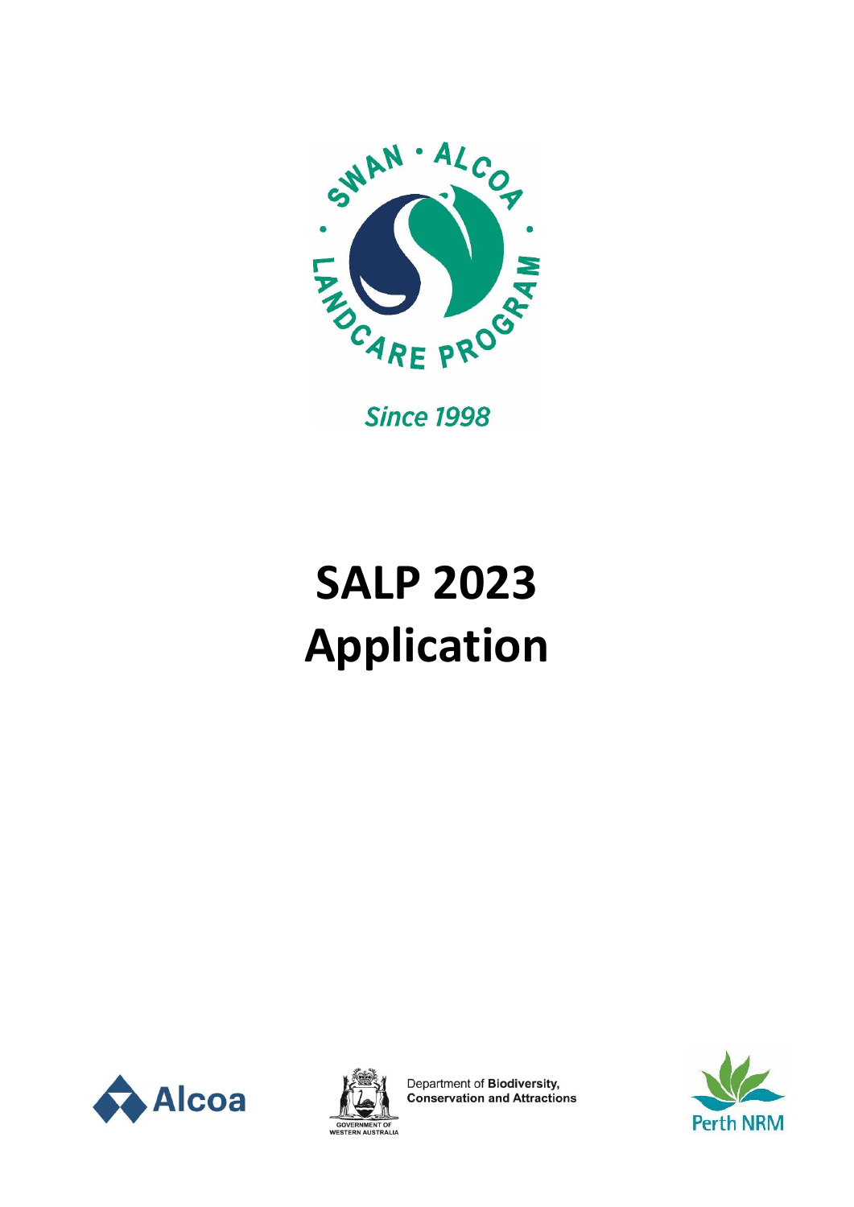SWAN · ALCOA · LANDCARE PROGRAM

*Since 1998*

# SALP 2023 Application

Alcoa

Department of **Biodiversity, Conservation and Attractions**

GOVERNMENT OF WESTERN AUSTRALIA

Perth NRM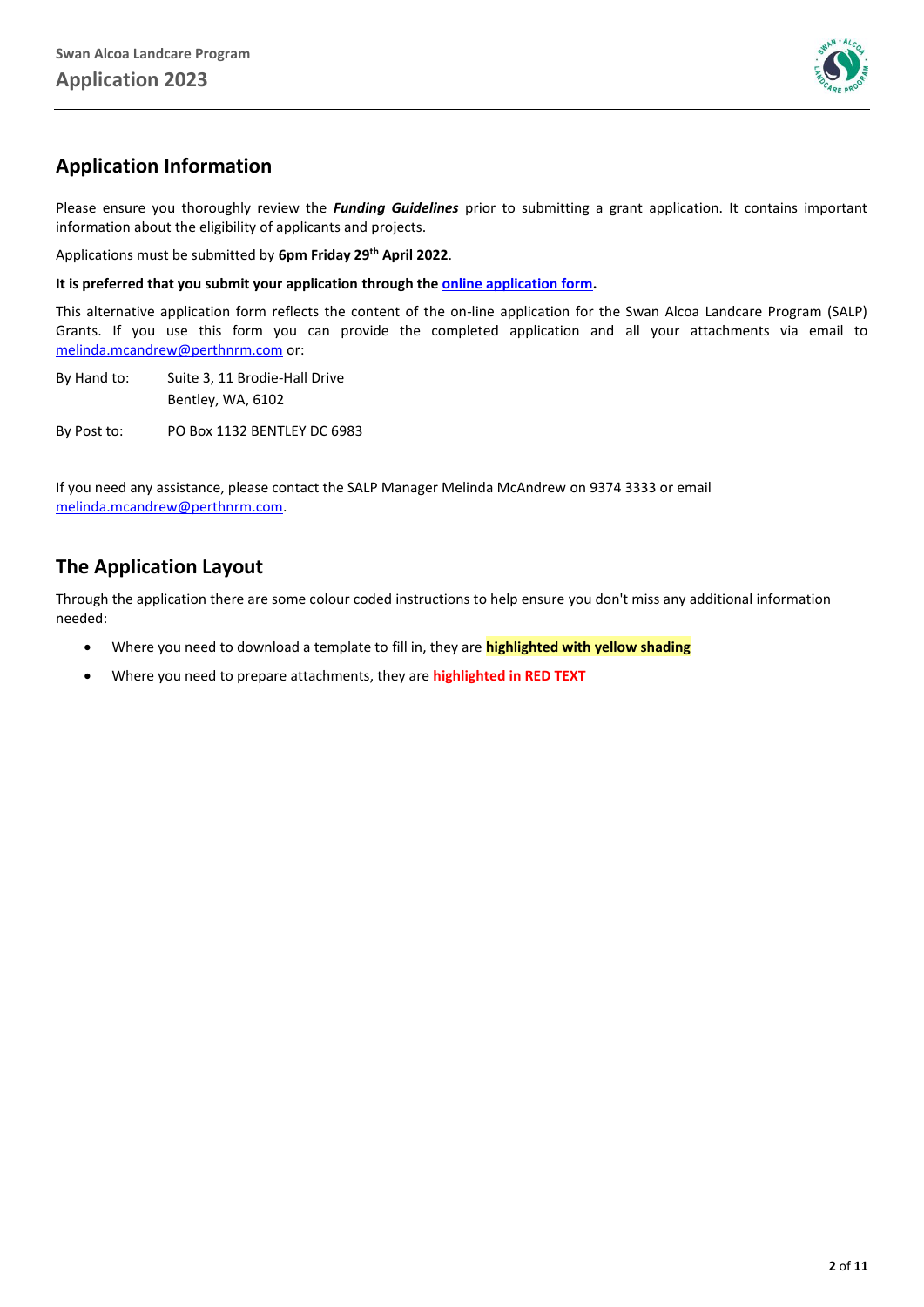## Application Information

Please ensure you thoroughly review the ***Funding Guidelines*** prior to submitting a grant application. It contains important information about the eligibility of applicants and projects.

Applications must be submitted by **6pm Friday 29th April 2022**.

**It is preferred that you submit your application through the online application form.**

This alternative application form reflects the content of the on-line application for the Swan Alcoa Landcare Program (SALP) Grants. If you use this form you can provide the completed application and all your attachments via email to melinda.mcandrew@perthnrm.com or:

By Hand to: Suite 3, 11 Brodie-Hall Drive
Bentley, WA, 6102

By Post to: PO Box 1132 BENTLEY DC 6983

If you need any assistance, please contact the SALP Manager Melinda McAndrew on 9374 3333 or email melinda.mcandrew@perthnrm.com.

## The Application Layout

Through the application there are some colour coded instructions to help ensure you don't miss any additional information needed:

- Where you need to download a template to fill in, they are **highlighted with yellow shading**
- Where you need to prepare attachments, they are **highlighted in RED TEXT**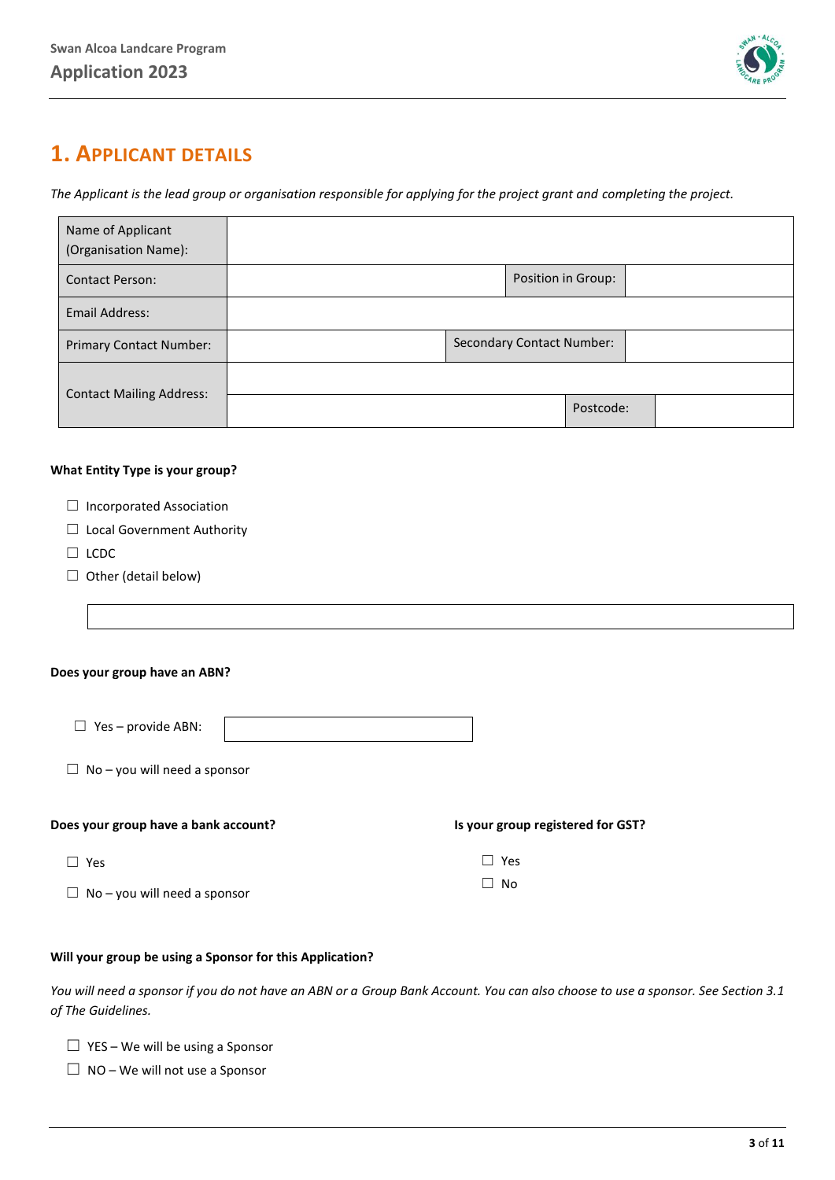# 1. Applicant Details

*The Applicant is the lead group or organisation responsible for applying for the project grant and completing the project.*

| Name of Applicant (Organisation Name): | | | |
|---|---|---|---|
| Contact Person: | | Position in Group: | |
| Email Address: | | | |
| Primary Contact Number: | | Secondary Contact Number: | |
| Contact Mailing Address: | | | |
| | | Postcode: | |

**What Entity Type is your group?**

☐ Incorporated Association

☐ Local Government Authority

☐ LCDC

☐ Other (detail below)

**Does your group have an ABN?**

☐ Yes – provide ABN:

☐ No – you will need a sponsor

**Does your group have a bank account?**

☐ Yes

☐ No – you will need a sponsor

**Is your group registered for GST?**

☐ Yes

☐ No

**Will your group be using a Sponsor for this Application?**

*You will need a sponsor if you do not have an ABN or a Group Bank Account. You can also choose to use a sponsor. See Section 3.1 of The Guidelines.*

☐ YES – We will be using a Sponsor

☐ NO – We will not use a Sponsor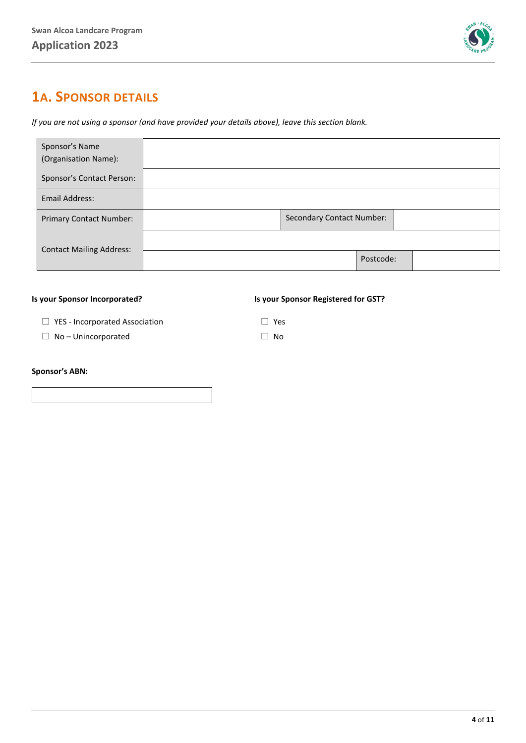## 1A. SPONSOR DETAILS

*If you are not using a sponsor (and have provided your details above), leave this section blank.*

| | | | |
|---|---|---|---|
| Sponsor's Name (Organisation Name): | | | |
| Sponsor's Contact Person: | | | |
| Email Address: | | | |
| Primary Contact Number: | | Secondary Contact Number: | |
| Contact Mailing Address: | | | |
| | | Postcode: | |

**Is your Sponsor Incorporated?**

☐ YES - Incorporated Association

☐ No – Unincorporated

**Is your Sponsor Registered for GST?**

☐ Yes

☐ No

**Sponsor's ABN:**

| |
|---|
| |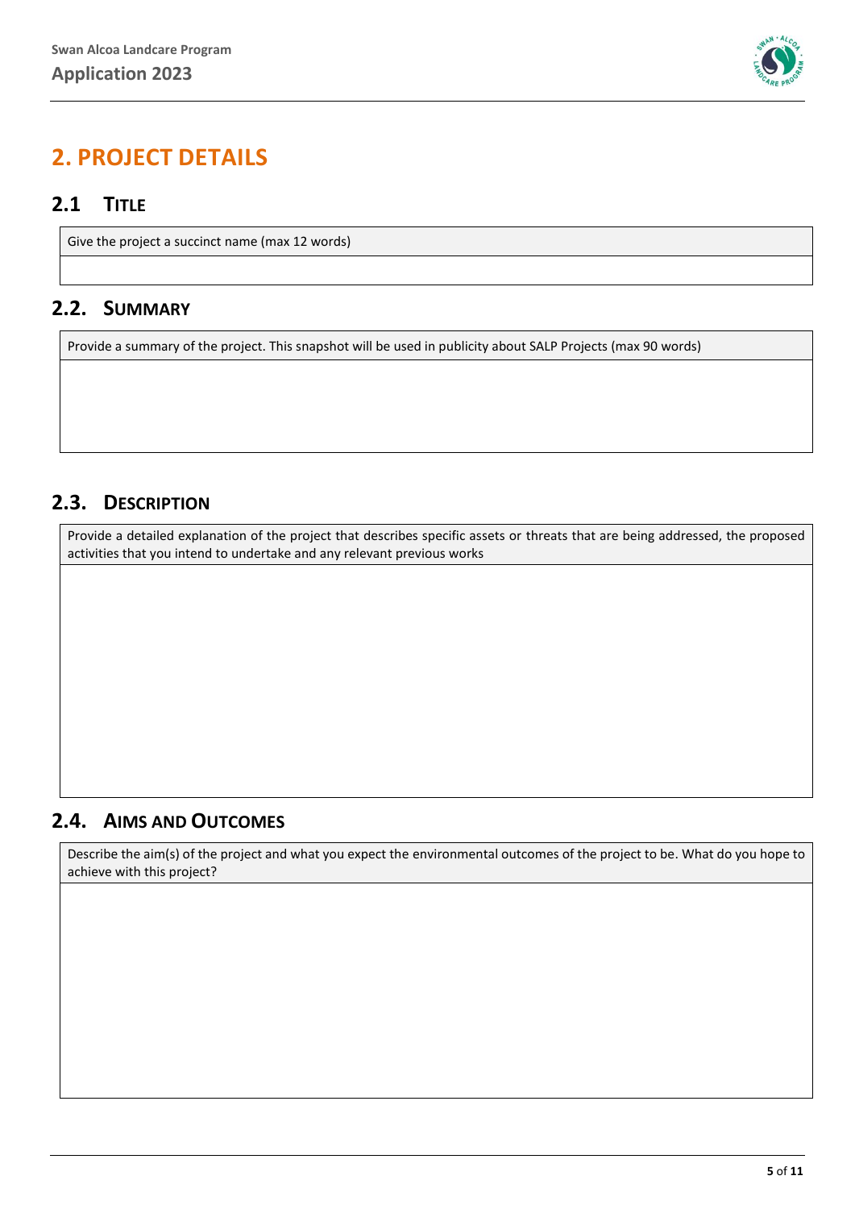# 2. PROJECT DETAILS

## 2.1 TITLE

| Give the project a succinct name (max 12 words) |
| --- |
| |

## 2.2. SUMMARY

| Provide a summary of the project. This snapshot will be used in publicity about SALP Projects (max 90 words) |
| --- |
| |

## 2.3. DESCRIPTION

| Provide a detailed explanation of the project that describes specific assets or threats that are being addressed, the proposed activities that you intend to undertake and any relevant previous works |
| --- |
| |

## 2.4. AIMS AND OUTCOMES

| Describe the aim(s) of the project and what you expect the environmental outcomes of the project to be. What do you hope to achieve with this project? |
| --- |
| |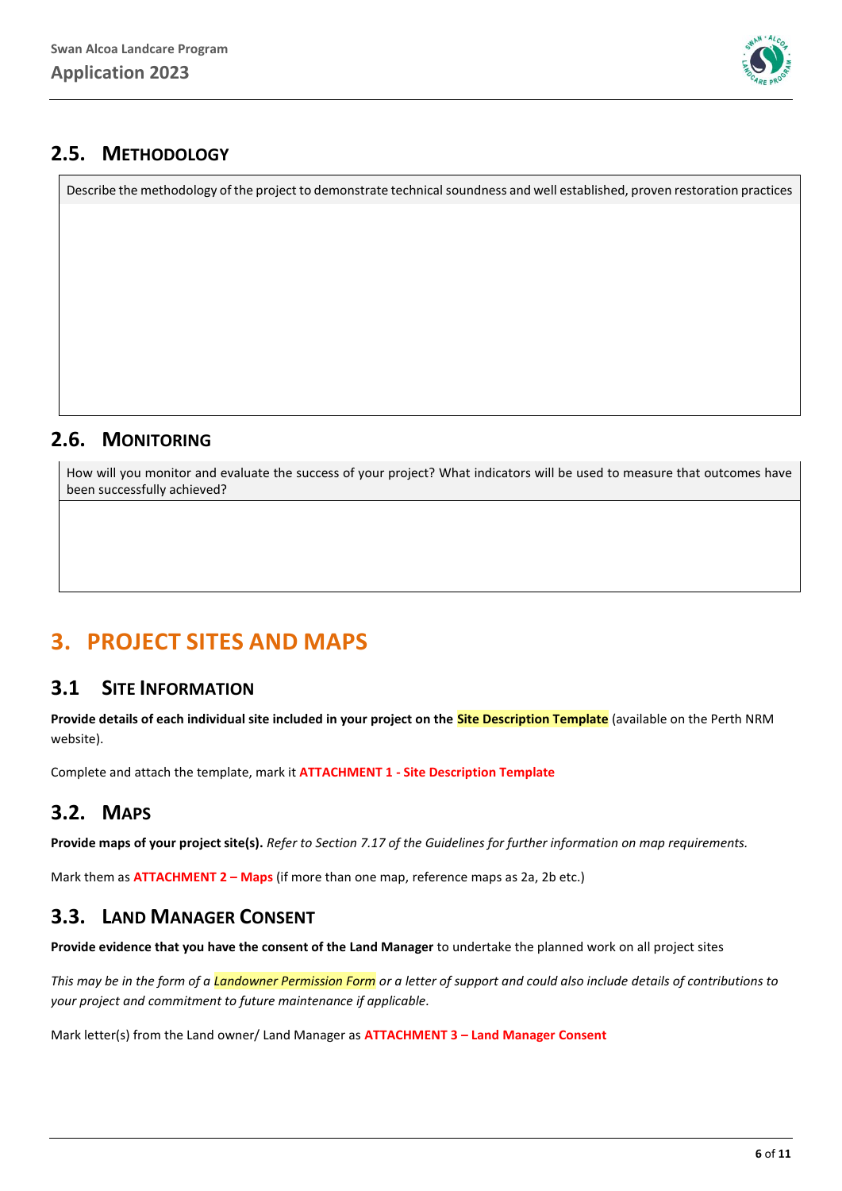## 2.5. Methodology

| Describe the methodology of the project to demonstrate technical soundness and well established, proven restoration practices |
| --- |
| |

## 2.6. Monitoring

| How will you monitor and evaluate the success of your project? What indicators will be used to measure that outcomes have been successfully achieved? |
| --- |
| |

# 3. PROJECT SITES AND MAPS

## 3.1 Site Information

**Provide details of each individual site included in your project on the Site Description Template** (available on the Perth NRM website).

Complete and attach the template, mark it **ATTACHMENT 1 - Site Description Template**

## 3.2. Maps

**Provide maps of your project site(s).** *Refer to Section 7.17 of the Guidelines for further information on map requirements.*

Mark them as **ATTACHMENT 2 – Maps** (if more than one map, reference maps as 2a, 2b etc.)

## 3.3. Land Manager Consent

**Provide evidence that you have the consent of the Land Manager** to undertake the planned work on all project sites

*This may be in the form of a Landowner Permission Form or a letter of support and could also include details of contributions to your project and commitment to future maintenance if applicable.*

Mark letter(s) from the Land owner/ Land Manager as **ATTACHMENT 3 – Land Manager Consent**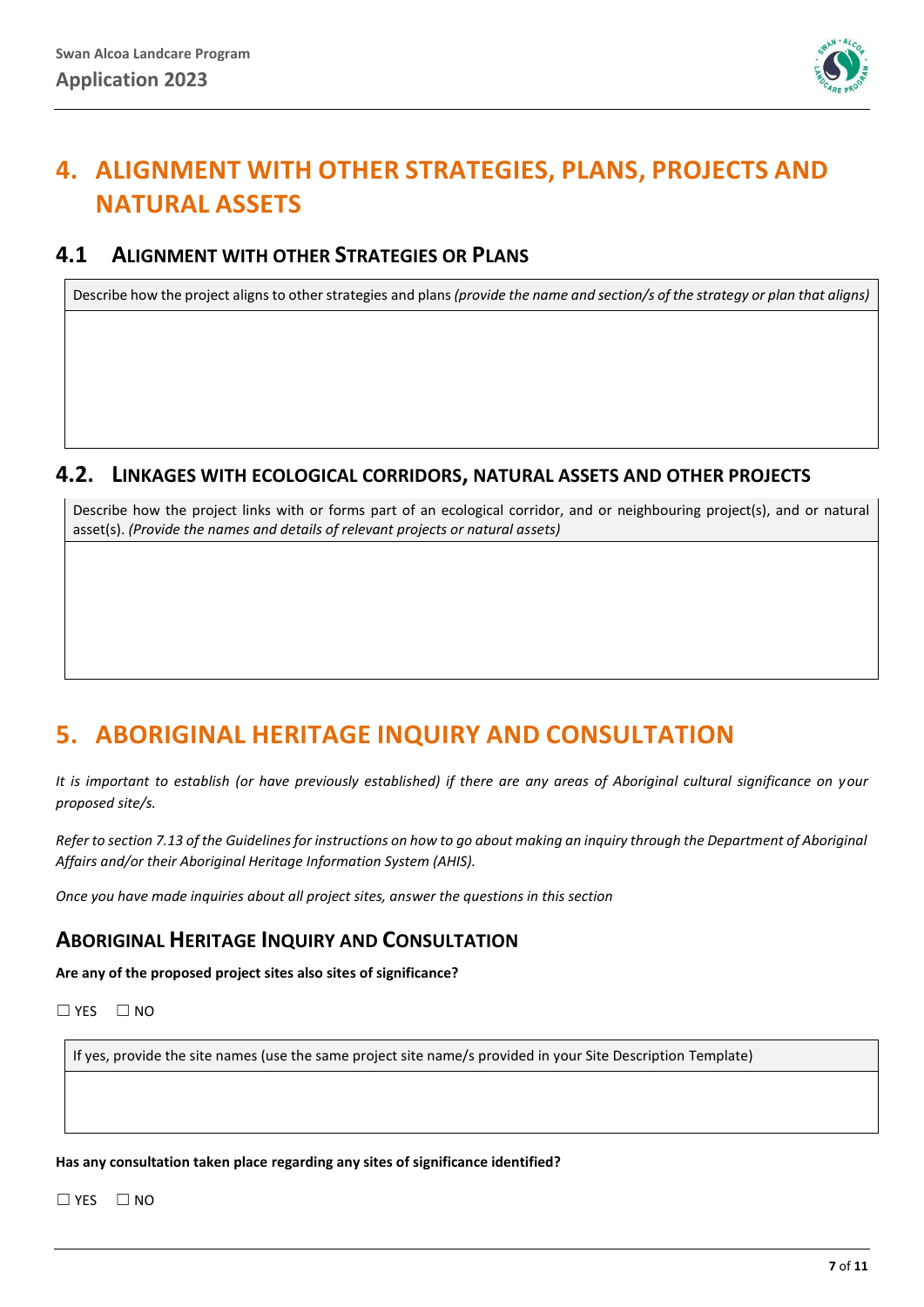# 4. ALIGNMENT WITH OTHER STRATEGIES, PLANS, PROJECTS AND NATURAL ASSETS

## 4.1 ALIGNMENT WITH OTHER STRATEGIES OR PLANS

| Describe how the project aligns to other strategies and plans *(provide the name and section/s of the strategy or plan that aligns)* |
|---|
| |

## 4.2. LINKAGES WITH ECOLOGICAL CORRIDORS, NATURAL ASSETS AND OTHER PROJECTS

| Describe how the project links with or forms part of an ecological corridor, and or neighbouring project(s), and or natural asset(s). *(Provide the names and details of relevant projects or natural assets)* |
|---|
| |

# 5. ABORIGINAL HERITAGE INQUIRY AND CONSULTATION

*It is important to establish (or have previously established) if there are any areas of Aboriginal cultural significance on your proposed site/s.*

*Refer to section 7.13 of the Guidelines for instructions on how to go about making an inquiry through the Department of Aboriginal Affairs and/or their Aboriginal Heritage Information System (AHIS).*

*Once you have made inquiries about all project sites, answer the questions in this section*

## ABORIGINAL HERITAGE INQUIRY AND CONSULTATION

**Are any of the proposed project sites also sites of significance?**

☐ YES ☐ NO

| If yes, provide the site names (use the same project site name/s provided in your Site Description Template) |
|---|
| |

**Has any consultation taken place regarding any sites of significance identified?**

☐ YES ☐ NO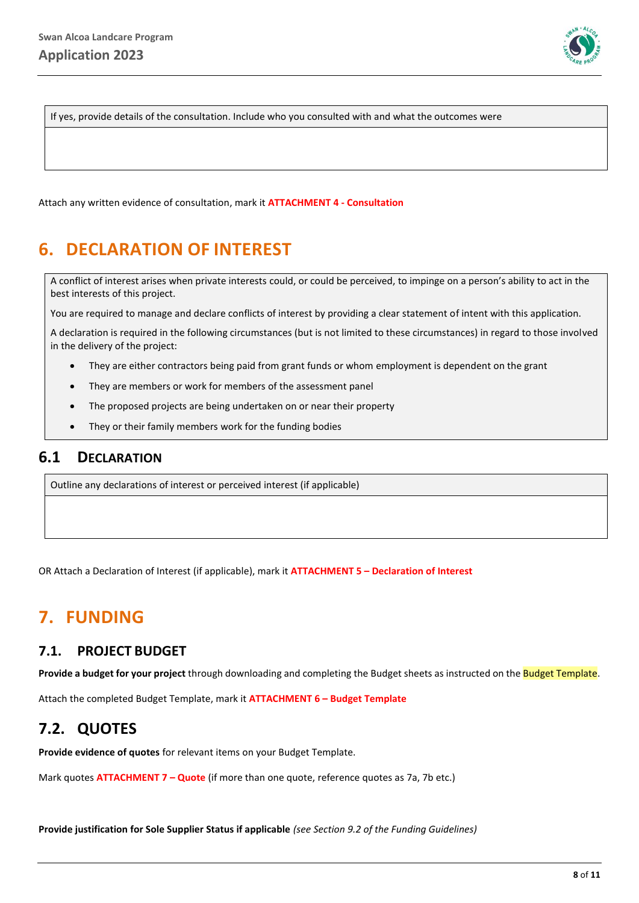| If yes, provide details of the consultation. Include who you consulted with and what the outcomes were |
| --- |
| |

Attach any written evidence of consultation, mark it **ATTACHMENT 4 - Consultation**

# 6. DECLARATION OF INTEREST

A conflict of interest arises when private interests could, or could be perceived, to impinge on a person's ability to act in the best interests of this project.

You are required to manage and declare conflicts of interest by providing a clear statement of intent with this application.

A declaration is required in the following circumstances (but is not limited to these circumstances) in regard to those involved in the delivery of the project:

- They are either contractors being paid from grant funds or whom employment is dependent on the grant
- They are members or work for members of the assessment panel
- The proposed projects are being undertaken on or near their property
- They or their family members work for the funding bodies

## 6.1 DECLARATION

| Outline any declarations of interest or perceived interest (if applicable) |
| --- |
| |

OR Attach a Declaration of Interest (if applicable), mark it **ATTACHMENT 5 – Declaration of Interest**

# 7. FUNDING

## 7.1. PROJECT BUDGET

**Provide a budget for your project** through downloading and completing the Budget sheets as instructed on the Budget Template.

Attach the completed Budget Template, mark it **ATTACHMENT 6 – Budget Template**

## 7.2. QUOTES

**Provide evidence of quotes** for relevant items on your Budget Template.

Mark quotes **ATTACHMENT 7 – Quote** (if more than one quote, reference quotes as 7a, 7b etc.)

**Provide justification for Sole Supplier Status if applicable** *(see Section 9.2 of the Funding Guidelines)*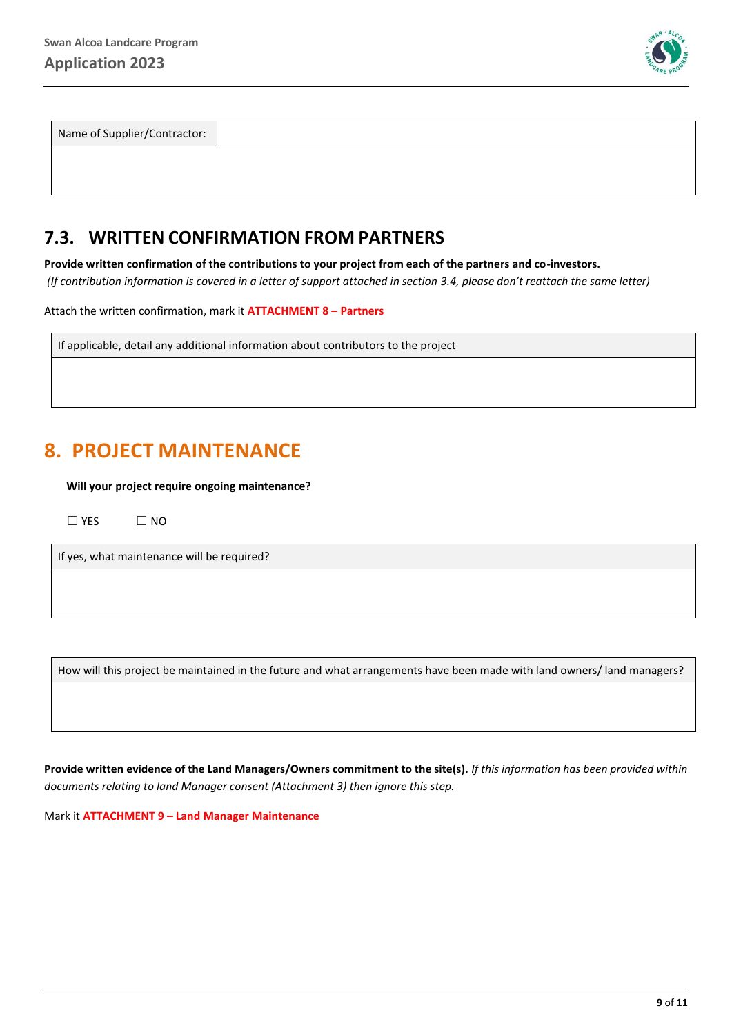| Name of Supplier/Contractor: | |
|---|---|
| | |

## 7.3. WRITTEN CONFIRMATION FROM PARTNERS

**Provide written confirmation of the contributions to your project from each of the partners and co-investors.**
*(If contribution information is covered in a letter of support attached in section 3.4, please don't reattach the same letter)*

Attach the written confirmation, mark it **ATTACHMENT 8 – Partners**

| If applicable, detail any additional information about contributors to the project |
|---|
| |

# 8. PROJECT MAINTENANCE

**Will your project require ongoing maintenance?**

☐ YES ☐ NO

| If yes, what maintenance will be required? |
|---|
| |

| How will this project be maintained in the future and what arrangements have been made with land owners/ land managers? |
|---|
| |

**Provide written evidence of the Land Managers/Owners commitment to the site(s).** *If this information has been provided within documents relating to land Manager consent (Attachment 3) then ignore this step.*

Mark it **ATTACHMENT 9 – Land Manager Maintenance**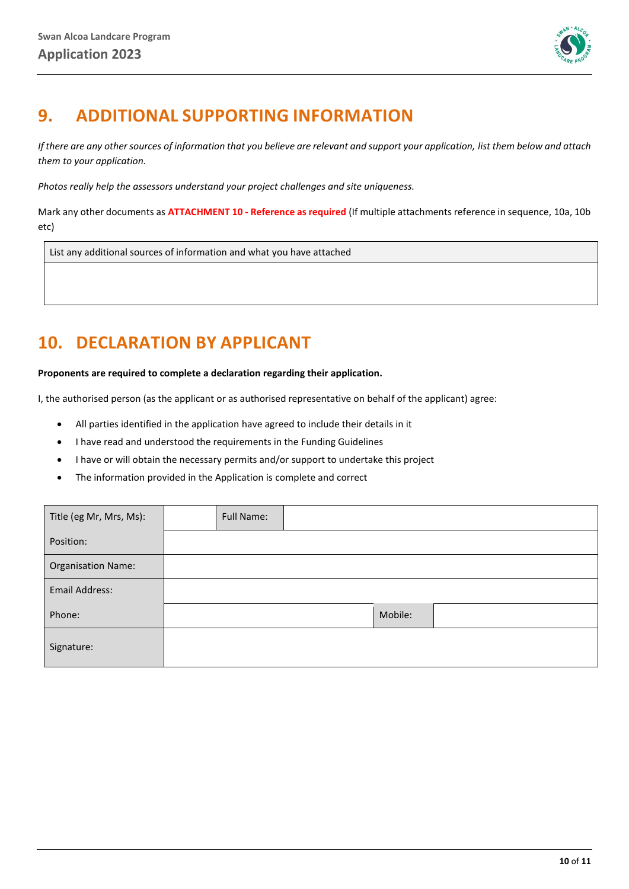## 9. ADDITIONAL SUPPORTING INFORMATION

*If there are any other sources of information that you believe are relevant and support your application, list them below and attach them to your application.*

*Photos really help the assessors understand your project challenges and site uniqueness.*

Mark any other documents as **ATTACHMENT 10 - Reference as required** (If multiple attachments reference in sequence, 10a, 10b etc)

| List any additional sources of information and what you have attached |
| --- |
| |

## 10. DECLARATION BY APPLICANT

**Proponents are required to complete a declaration regarding their application.**

I, the authorised person (as the applicant or as authorised representative on behalf of the applicant) agree:

- All parties identified in the application have agreed to include their details in it
- I have read and understood the requirements in the Funding Guidelines
- I have or will obtain the necessary permits and/or support to undertake this project
- The information provided in the Application is complete and correct

| Title (eg Mr, Mrs, Ms): | | Full Name: | | | |
| --- | --- | --- | --- | --- | --- |
| Position: | | | | | |
| Organisation Name: | | | | | |
| Email Address: | | | | | |
| Phone: | | | | Mobile: | |
| Signature: | | | | | |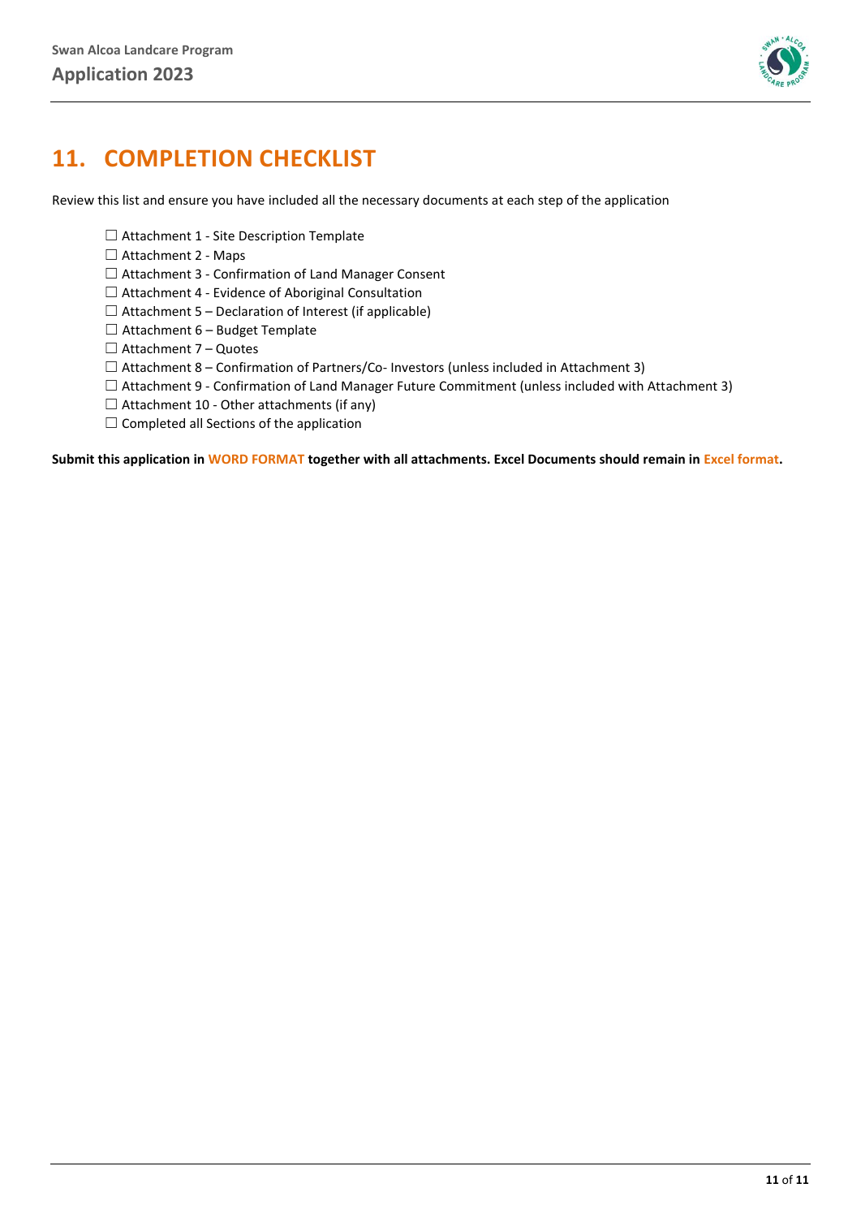## 11. COMPLETION CHECKLIST

Review this list and ensure you have included all the necessary documents at each step of the application

- ☐ Attachment 1 - Site Description Template
- ☐ Attachment 2 - Maps
- ☐ Attachment 3 - Confirmation of Land Manager Consent
- ☐ Attachment 4 - Evidence of Aboriginal Consultation
- ☐ Attachment 5 – Declaration of Interest (if applicable)
- ☐ Attachment 6 – Budget Template
- ☐ Attachment 7 – Quotes
- ☐ Attachment 8 – Confirmation of Partners/Co- Investors (unless included in Attachment 3)
- ☐ Attachment 9 - Confirmation of Land Manager Future Commitment (unless included with Attachment 3)
- ☐ Attachment 10 - Other attachments (if any)
- ☐ Completed all Sections of the application

**Submit this application in WORD FORMAT together with all attachments. Excel Documents should remain in Excel format.**